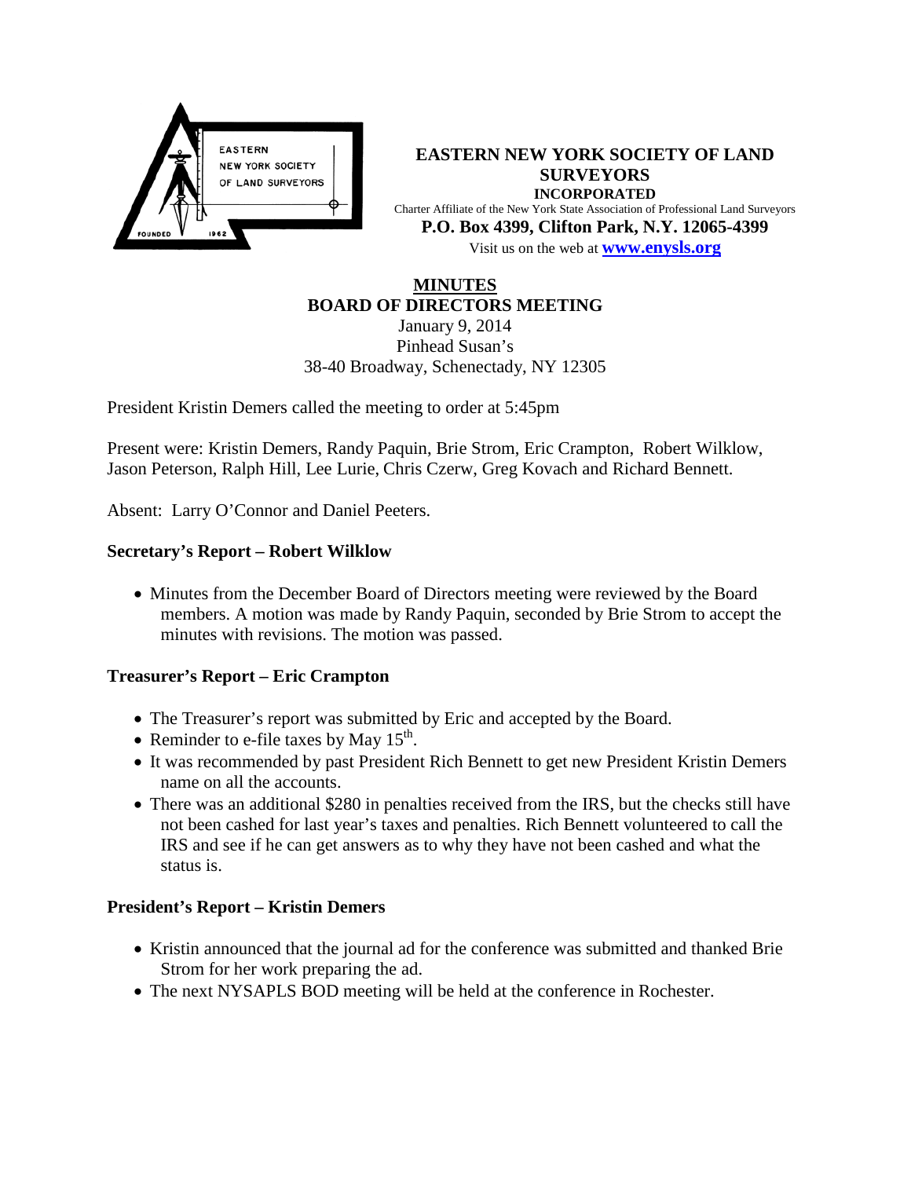**EASTERN NEW YORK SOCIETY OF LAND SURVEYORS**
**INCORPORATED**
Charter Affiliate of the New York State Association of Professional Land Surveyors
**P.O. Box 4399, Clifton Park, N.Y. 12065-4399**
Visit us on the web at **www.enysls.org**

# MINUTES
## BOARD OF DIRECTORS MEETING

January 9, 2014
Pinhead Susan's
38-40 Broadway, Schenectady, NY 12305

President Kristin Demers called the meeting to order at 5:45pm

Present were: Kristin Demers, Randy Paquin, Brie Strom, Eric Crampton, Robert Wilklow, Jason Peterson, Ralph Hill, Lee Lurie, Chris Czerw, Greg Kovach and Richard Bennett.

Absent: Larry O'Connor and Daniel Peeters.

### Secretary's Report – Robert Wilklow

- Minutes from the December Board of Directors meeting were reviewed by the Board members. A motion was made by Randy Paquin, seconded by Brie Strom to accept the minutes with revisions. The motion was passed.

### Treasurer's Report – Eric Crampton

- The Treasurer's report was submitted by Eric and accepted by the Board.
- Reminder to e-file taxes by May 15th.
- It was recommended by past President Rich Bennett to get new President Kristin Demers name on all the accounts.
- There was an additional $280 in penalties received from the IRS, but the checks still have not been cashed for last year's taxes and penalties. Rich Bennett volunteered to call the IRS and see if he can get answers as to why they have not been cashed and what the status is.

### President's Report – Kristin Demers

- Kristin announced that the journal ad for the conference was submitted and thanked Brie Strom for her work preparing the ad.
- The next NYSAPLS BOD meeting will be held at the conference in Rochester.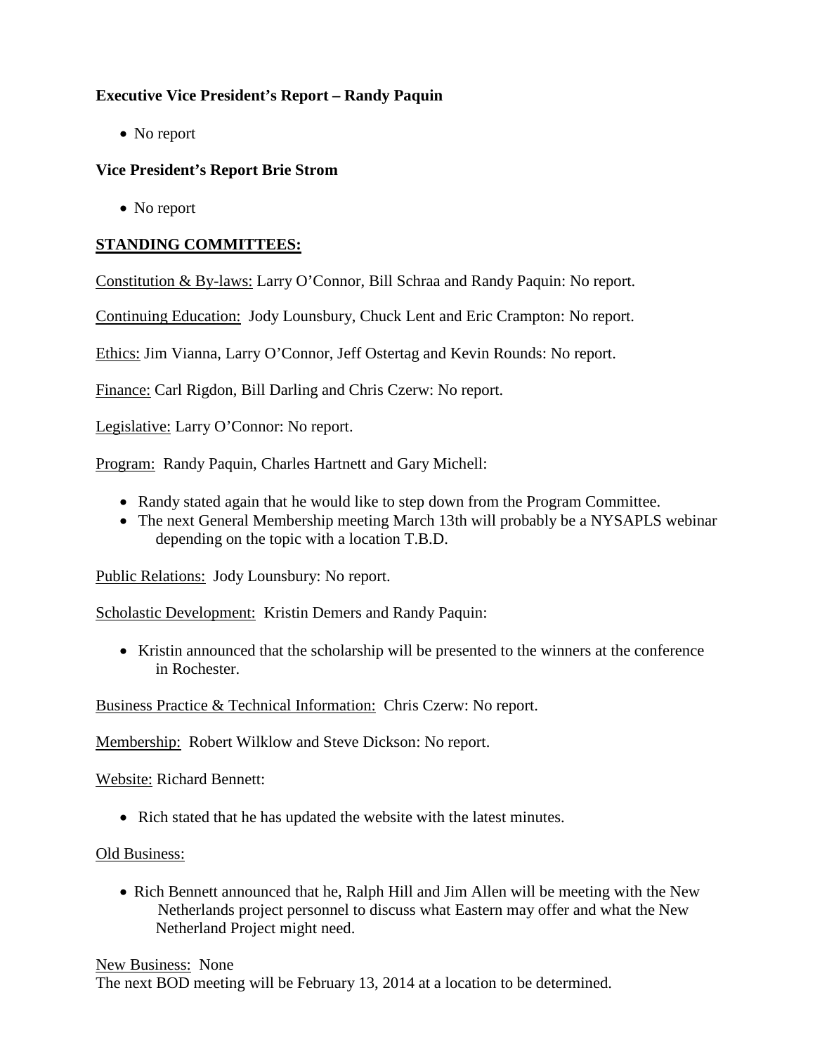**Executive Vice President's Report – Randy Paquin**

- No report

**Vice President's Report Brie Strom**

- No report

**<u>STANDING COMMITTEES:</u>**

<u>Constitution & By-laws:</u> Larry O'Connor, Bill Schraa and Randy Paquin: No report.

<u>Continuing Education:</u> Jody Lounsbury, Chuck Lent and Eric Crampton: No report.

<u>Ethics:</u> Jim Vianna, Larry O'Connor, Jeff Ostertag and Kevin Rounds: No report.

<u>Finance:</u> Carl Rigdon, Bill Darling and Chris Czerw: No report.

<u>Legislative:</u> Larry O'Connor: No report.

<u>Program:</u> Randy Paquin, Charles Hartnett and Gary Michell:

- Randy stated again that he would like to step down from the Program Committee.
- The next General Membership meeting March 13th will probably be a NYSAPLS webinar depending on the topic with a location T.B.D.

<u>Public Relations:</u> Jody Lounsbury: No report.

<u>Scholastic Development:</u> Kristin Demers and Randy Paquin:

- Kristin announced that the scholarship will be presented to the winners at the conference in Rochester.

<u>Business Practice & Technical Information:</u> Chris Czerw: No report.

<u>Membership:</u> Robert Wilklow and Steve Dickson: No report.

<u>Website:</u> Richard Bennett:

- Rich stated that he has updated the website with the latest minutes.

<u>Old Business:</u>

- Rich Bennett announced that he, Ralph Hill and Jim Allen will be meeting with the New Netherlands project personnel to discuss what Eastern may offer and what the New Netherland Project might need.

<u>New Business:</u> None

The next BOD meeting will be February 13, 2014 at a location to be determined.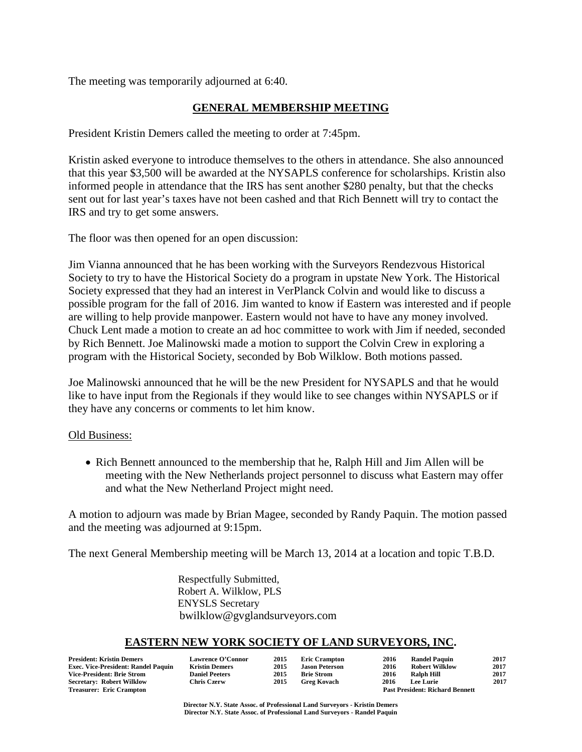The meeting was temporarily adjourned at 6:40.

## GENERAL MEMBERSHIP MEETING

President Kristin Demers called the meeting to order at 7:45pm.

Kristin asked everyone to introduce themselves to the others in attendance. She also announced that this year $3,500 will be awarded at the NYSAPLS conference for scholarships. Kristin also informed people in attendance that the IRS has sent another $280 penalty, but that the checks sent out for last year's taxes have not been cashed and that Rich Bennett will try to contact the IRS and try to get some answers.

The floor was then opened for an open discussion:

Jim Vianna announced that he has been working with the Surveyors Rendezvous Historical Society to try to have the Historical Society do a program in upstate New York. The Historical Society expressed that they had an interest in VerPlanck Colvin and would like to discuss a possible program for the fall of 2016. Jim wanted to know if Eastern was interested and if people are willing to help provide manpower. Eastern would not have to have any money involved. Chuck Lent made a motion to create an ad hoc committee to work with Jim if needed, seconded by Rich Bennett. Joe Malinowski made a motion to support the Colvin Crew in exploring a program with the Historical Society, seconded by Bob Wilklow. Both motions passed.

Joe Malinowski announced that he will be the new President for NYSAPLS and that he would like to have input from the Regionals if they would like to see changes within NYSAPLS or if they have any concerns or comments to let him know.

Old Business:

- Rich Bennett announced to the membership that he, Ralph Hill and Jim Allen will be meeting with the New Netherlands project personnel to discuss what Eastern may offer and what the New Netherland Project might need.

A motion to adjourn was made by Brian Magee, seconded by Randy Paquin. The motion passed and the meeting was adjourned at 9:15pm.

The next General Membership meeting will be March 13, 2014 at a location and topic T.B.D.

Respectfully Submitted,
Robert A. Wilklow, PLS
ENYSLS Secretary
bwilklow@gvglandsurveyors.com

## EASTERN NEW YORK SOCIETY OF LAND SURVEYORS, INC.

| | | | | | | | |
|---|---|---|---|---|---|---|---|
| **President: Kristin Demers** | **Lawrence O'Connor** | **2015** | **Eric Crampton** | **2016** | **Randel Paquin** | **2017** |
| **Exec. Vice-President: Randel Paquin** | **Kristin Demers** | **2015** | **Jason Peterson** | **2016** | **Robert Wilklow** | **2017** |
| **Vice-President: Brie Strom** | **Daniel Peeters** | **2015** | **Brie Strom** | **2016** | **Ralph Hill** | **2017** |
| **Secretary: Robert Wilklow** | **Chris Czerw** | **2015** | **Greg Kovach** | **2016** | **Lee Lurie** | **2017** |
| **Treasurer: Eric Crampton** | | | | **Past President: Richard Bennett** | | |

**Director N.Y. State Assoc. of Professional Land Surveyors - Kristin Demers**
**Director N.Y. State Assoc. of Professional Land Surveyors - Randel Paquin**